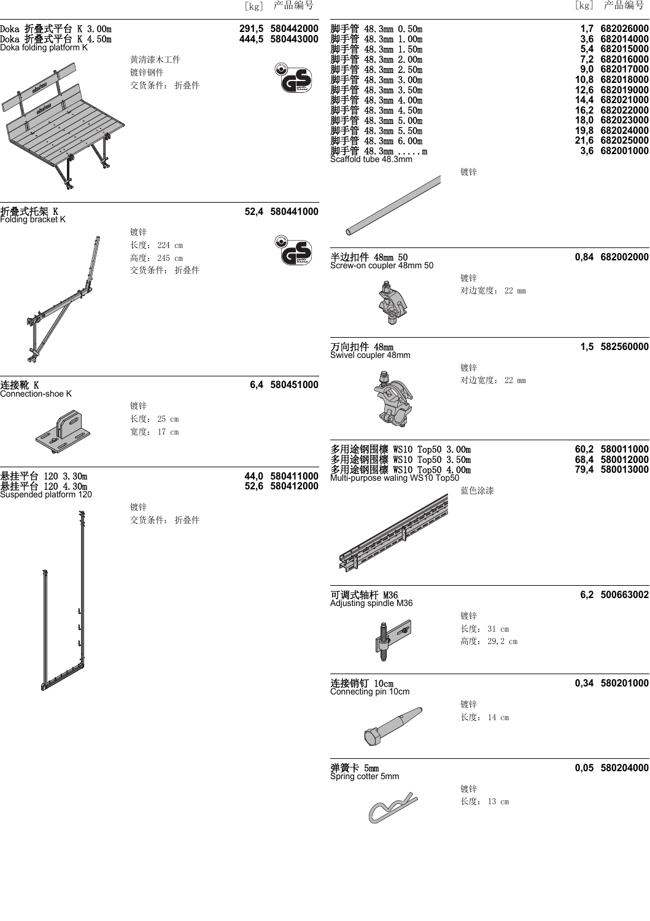[kg] 产品编号

**Doka 折叠式平台 K 3.00m** 291,5 580442000
**Doka 折叠式平台 K 4.50m** 444,5 580443000
Doka folding platform K

黄清漆木工件
镀锌钢件
交货条件：折叠件

**折叠式托架 K** 52,4 580441000
Folding bracket K

镀锌
长度：224 cm
高度：245 cm
交货条件：折叠件

**连接靴 K** 6,4 580451000
Connection-shoe K

镀锌
长度：25 cm
宽度：17 cm

**悬挂平台 120 3.30m** 44,0 580411000
**悬挂平台 120 4.30m** 52,6 580412000
Suspended platform 120

镀锌
交货条件：折叠件

[kg] 产品编号

**脚手管 48.3mm 0.50m** 1,7 682026000
**脚手管 48.3mm 1.00m** 3,6 682014000
**脚手管 48.3mm 1.50m** 5,4 682015000
**脚手管 48.3mm 2.00m** 7,2 682016000
**脚手管 48.3mm 2.50m** 9,0 682017000
**脚手管 48.3mm 3.00m** 10,8 682018000
**脚手管 48.3mm 3.50m** 12,6 682019000
**脚手管 48.3mm 4.00m** 14,4 682021000
**脚手管 48.3mm 4.50m** 16,2 682022000
**脚手管 48.3mm 5.00m** 18,0 682023000
**脚手管 48.3mm 5.50m** 19,8 682024000
**脚手管 48.3mm 6.00m** 21,6 682025000
**脚手管 48.3mm .....m** 3,6 682001000
Scaffold tube 48.3mm

镀锌

**半边扣件 48mm 50** 0,84 682002000
Screw-on coupler 48mm 50

镀锌
对边宽度：22 mm

**万向扣件 48mm** 1,5 582560000
Swivel coupler 48mm

镀锌
对边宽度：22 mm

**多用途钢围檩 WS10 Top50 3.00m** 60,2 580011000
**多用途钢围檩 WS10 Top50 3.50m** 68,4 580012000
**多用途钢围檩 WS10 Top50 4.00m** 79,4 580013000
Multi-purpose waling WS10 Top50

蓝色涂漆

**可调式轴杆 M36** 6,2 500663002
Adjusting spindle M36

镀锌
长度：31 cm
高度：29,2 cm

**连接销钉 10cm** 0,34 580201000
Connecting pin 10cm

镀锌
长度：14 cm

**弹簧卡 5mm** 0,05 580204000
Spring cotter 5mm

镀锌
长度：13 cm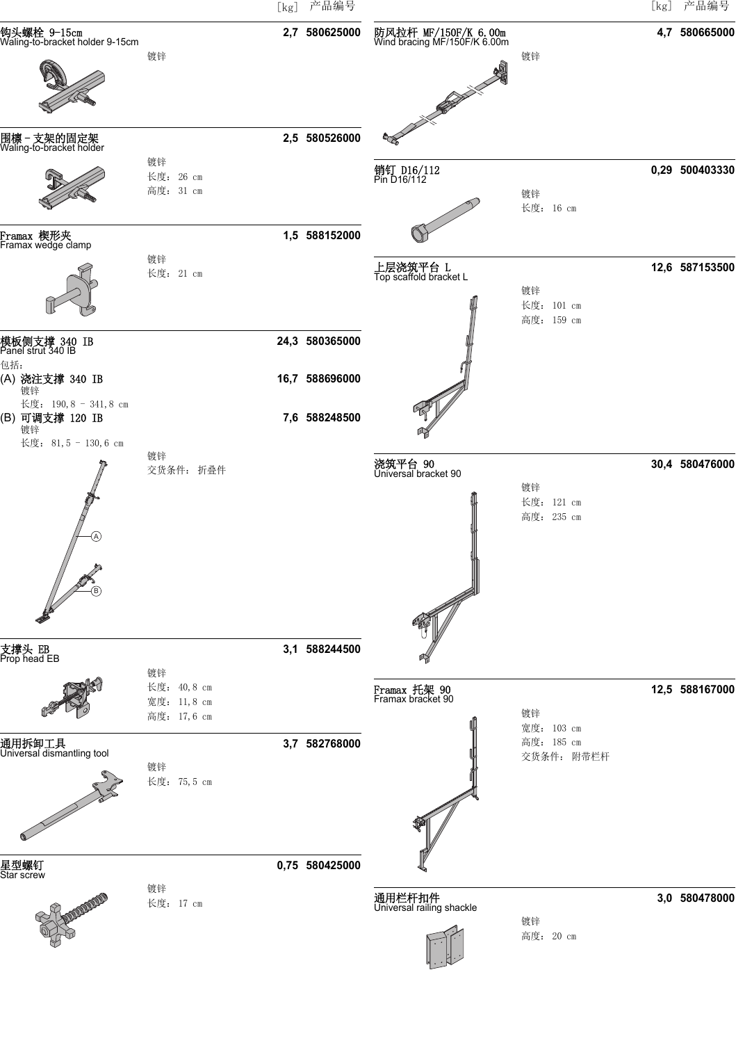| | [kg] | 产品编号 |
|---|---|---|

## 钩头螺栓 9-15cm
Waling-to-bracket holder 9-15cm — **2,7** — **580625000**

镀锌

## 围檩－支架的固定架
Waling-to-bracket holder — **2,5** — **580526000**

镀锌
长度： 26 cm
高度： 31 cm

## Framax 楔形夹
Framax wedge clamp — **1,5** — **588152000**

镀锌
长度： 21 cm

## 模板侧支撑 340 IB
Panel strut 340 IB — **24,3** — **580365000**

包括：

(A) **浇注支撑 340 IB** — **16,7** — **588696000**
镀锌
长度： 190,8 - 341,8 cm

(B) **可调支撑 120 IB** — **7,6** — **588248500**
镀锌
长度： 81,5 - 130,6 cm

镀锌
交货条件： 折叠件

## 支撑头 EB
Prop head EB — **3,1** — **588244500**

镀锌
长度： 40,8 cm
宽度： 11,8 cm
高度： 17,6 cm

## 通用拆卸工具
Universal dismantling tool — **3,7** — **582768000**

镀锌
长度： 75,5 cm

## 星型螺钉
Star screw — **0,75** — **580425000**

镀锌
长度： 17 cm

## 防风拉杆 MF/150F/K 6.00m
Wind bracing MF/150F/K 6.00m — **4,7** — **580665000**

镀锌

## 销钉 D16/112
Pin D16/112 — **0,29** — **500403330**

镀锌
长度： 16 cm

## 上层浇筑平台 L
Top scaffold bracket L — **12,6** — **587153500**

镀锌
长度： 101 cm
高度： 159 cm

## 浇筑平台 90
Universal bracket 90 — **30,4** — **580476000**

镀锌
长度： 121 cm
高度： 235 cm

## Framax 托架 90
Framax bracket 90 — **12,5** — **588167000**

镀锌
宽度： 103 cm
高度： 185 cm
交货条件： 附带栏杆

## 通用栏杆扣件
Universal railing shackle — **3,0** — **580478000**

镀锌
高度： 20 cm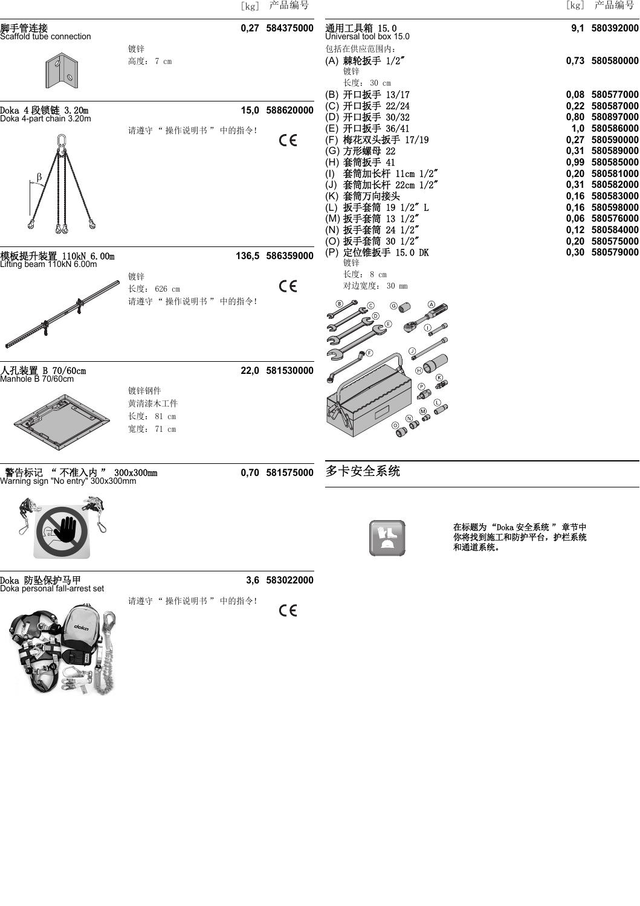| | [kg] | 产品编号 |
|---|---|---|

**脚手管连接** 0,27 584375000
Scaffold tube connection

镀锌
高度： 7 cm

**Doka 4段锁链 3.20m** 15,0 588620000
Doka 4-part chain 3.20m

请遵守 “ 操作说明书 ” 中的指令!

CE

β

**模板提升装置 110kN 6.00m** 136,5 586359000
Lifting beam 110kN 6.00m

镀锌
长度： 626 cm
请遵守 “ 操作说明书 ” 中的指令!

CE

**人孔装置 B 70/60cm** 22,0 581530000
Manhole B 70/60cm

镀锌钢件
黄清漆木工件
长度： 81 cm
宽度： 71 cm

**警告标记 “ 不准入内 ” 300x300mm** 0,70 581575000
Warning sign "No entry" 300x300mm

**Doka 防坠保护马甲** 3,6 583022000
Doka personal fall-arrest set

请遵守 “ 操作说明书 ” 中的指令!

CE

| | [kg] | 产品编号 |
|---|---|---|

**通用工具箱 15.0** 9,1 580392000
Universal tool box 15.0

包括在供应范围内：

| | | [kg] | 产品编号 |
|---|---|---|---|
| (A) | 棘轮扳手 1/2" | 0,73 | 580580000 |
| | 镀锌<br>长度： 30 cm | | |
| (B) | 开口扳手 13/17 | 0,08 | 580577000 |
| (C) | 开口扳手 22/24 | 0,22 | 580587000 |
| (D) | 开口扳手 30/32 | 0,80 | 580897000 |
| (E) | 开口扳手 36/41 | 1,0 | 580586000 |
| (F) | 梅花双头扳手 17/19 | 0,27 | 580590000 |
| (G) | 方形螺母 22 | 0,31 | 580589000 |
| (H) | 套筒扳手 41 | 0,99 | 580585000 |
| (I) | 套筒加长杆 11cm 1/2" | 0,20 | 580581000 |
| (J) | 套筒加长杆 22cm 1/2" | 0,31 | 580582000 |
| (K) | 套筒万向接头 | 0,16 | 580583000 |
| (L) | 扳手套筒 19 1/2" L | 0,16 | 580598000 |
| (M) | 扳手套筒 13 1/2" | 0,06 | 580576000 |
| (N) | 扳手套筒 24 1/2" | 0,12 | 580584000 |
| (O) | 扳手套筒 30 1/2" | 0,20 | 580575000 |
| (P) | 定位锥扳手 15.0 DK | 0,30 | 580579000 |
| | 镀锌<br>长度： 8 cm<br>对边宽度： 30 mm | | |

## 多卡安全系统

在标题为 “Doka 安全系统 ” 章节中你将找到施工和防护平台，护栏系统和通道系统。